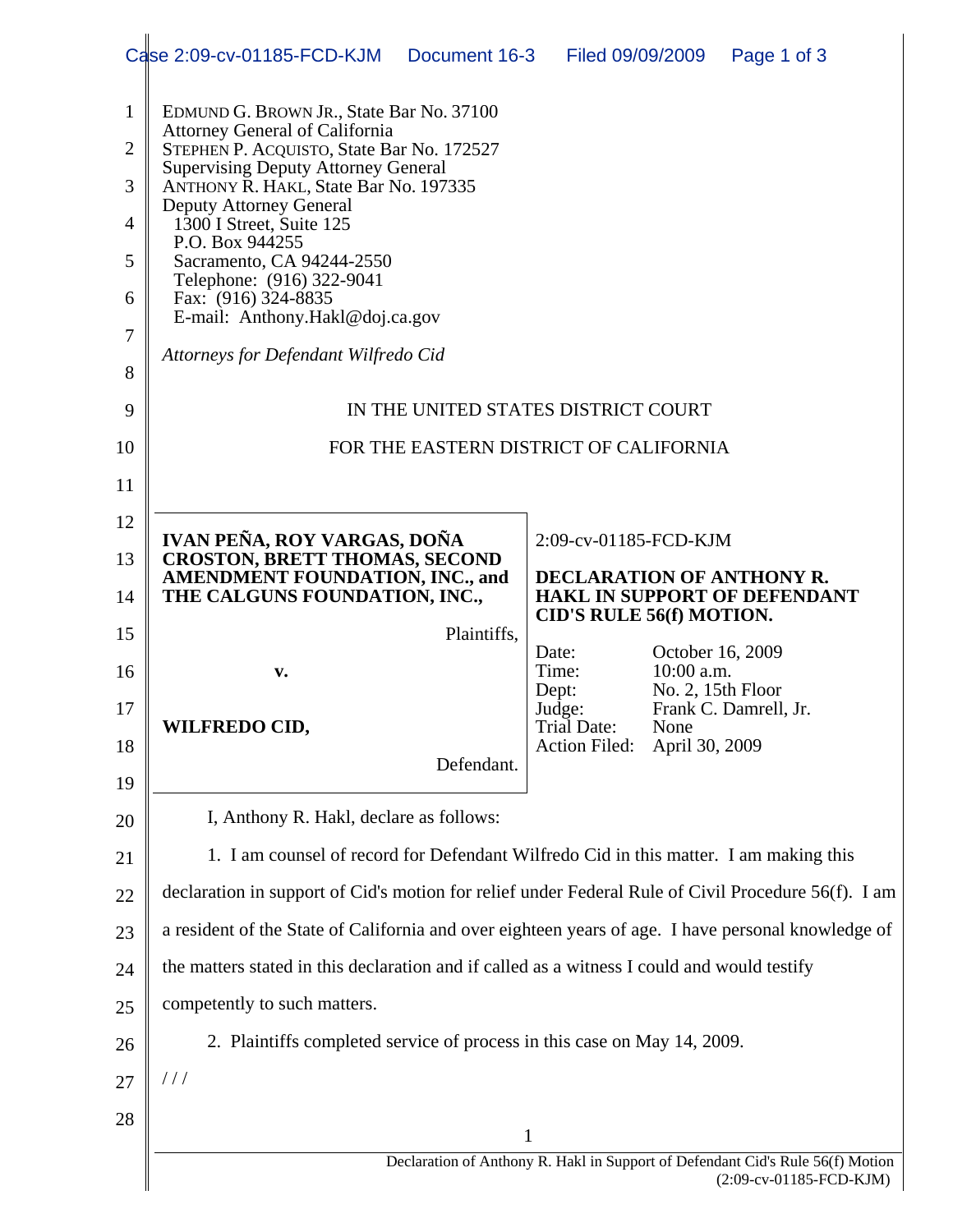EDMUND G. BROWN JR., State Bar No. 37100
Attorney General of California
STEPHEN P. ACQUISTO, State Bar No. 172527
Supervising Deputy Attorney General
ANTHONY R. HAKL, State Bar No. 197335
Deputy Attorney General
1300 I Street, Suite 125
P.O. Box 944255
Sacramento, CA 94244-2550
Telephone: (916) 322-9041
Fax: (916) 324-8835
E-mail: Anthony.Hakl@doj.ca.gov

*Attorneys for Defendant Wilfredo Cid*

IN THE UNITED STATES DISTRICT COURT

FOR THE EASTERN DISTRICT OF CALIFORNIA

| | |
|---|---|
| **IVAN PEÑA, ROY VARGAS, DOÑA CROSTON, BRETT THOMAS, SECOND AMENDMENT FOUNDATION, INC., and THE CALGUNS FOUNDATION, INC.,** Plaintiffs, **v.** **WILFREDO CID,** Defendant. | 2:09-cv-01185-FCD-KJM **DECLARATION OF ANTHONY R. HAKL IN SUPPORT OF DEFENDANT CID'S RULE 56(f) MOTION.** Date: October 16, 2009 Time: 10:00 a.m. Dept: No. 2, 15th Floor Judge: Frank C. Damrell, Jr. Trial Date: None Action Filed: April 30, 2009 |

I, Anthony R. Hakl, declare as follows:

1. I am counsel of record for Defendant Wilfredo Cid in this matter. I am making this declaration in support of Cid's motion for relief under Federal Rule of Civil Procedure 56(f). I am a resident of the State of California and over eighteen years of age. I have personal knowledge of the matters stated in this declaration and if called as a witness I could and would testify competently to such matters.

2. Plaintiffs completed service of process in this case on May 14, 2009.

/ / /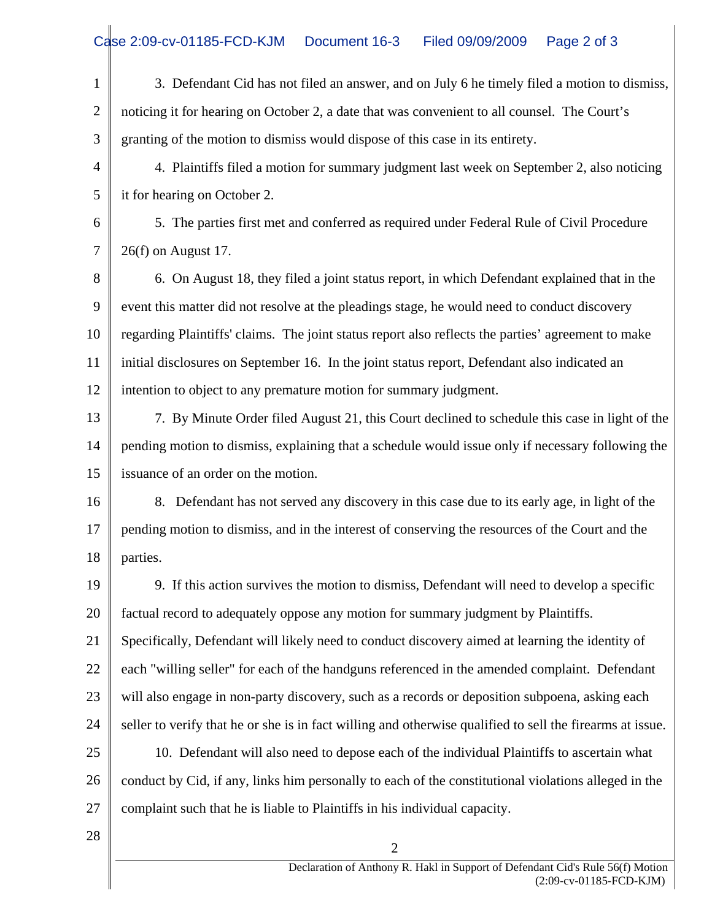3. Defendant Cid has not filed an answer, and on July 6 he timely filed a motion to dismiss, noticing it for hearing on October 2, a date that was convenient to all counsel. The Court's granting of the motion to dismiss would dispose of this case in its entirety.

4. Plaintiffs filed a motion for summary judgment last week on September 2, also noticing it for hearing on October 2.

5. The parties first met and conferred as required under Federal Rule of Civil Procedure 26(f) on August 17.

6. On August 18, they filed a joint status report, in which Defendant explained that in the event this matter did not resolve at the pleadings stage, he would need to conduct discovery regarding Plaintiffs' claims. The joint status report also reflects the parties' agreement to make initial disclosures on September 16. In the joint status report, Defendant also indicated an intention to object to any premature motion for summary judgment.

7. By Minute Order filed August 21, this Court declined to schedule this case in light of the pending motion to dismiss, explaining that a schedule would issue only if necessary following the issuance of an order on the motion.

8. Defendant has not served any discovery in this case due to its early age, in light of the pending motion to dismiss, and in the interest of conserving the resources of the Court and the parties.

9. If this action survives the motion to dismiss, Defendant will need to develop a specific factual record to adequately oppose any motion for summary judgment by Plaintiffs. Specifically, Defendant will likely need to conduct discovery aimed at learning the identity of each "willing seller" for each of the handguns referenced in the amended complaint. Defendant will also engage in non-party discovery, such as a records or deposition subpoena, asking each seller to verify that he or she is in fact willing and otherwise qualified to sell the firearms at issue.

10. Defendant will also need to depose each of the individual Plaintiffs to ascertain what conduct by Cid, if any, links him personally to each of the constitutional violations alleged in the complaint such that he is liable to Plaintiffs in his individual capacity.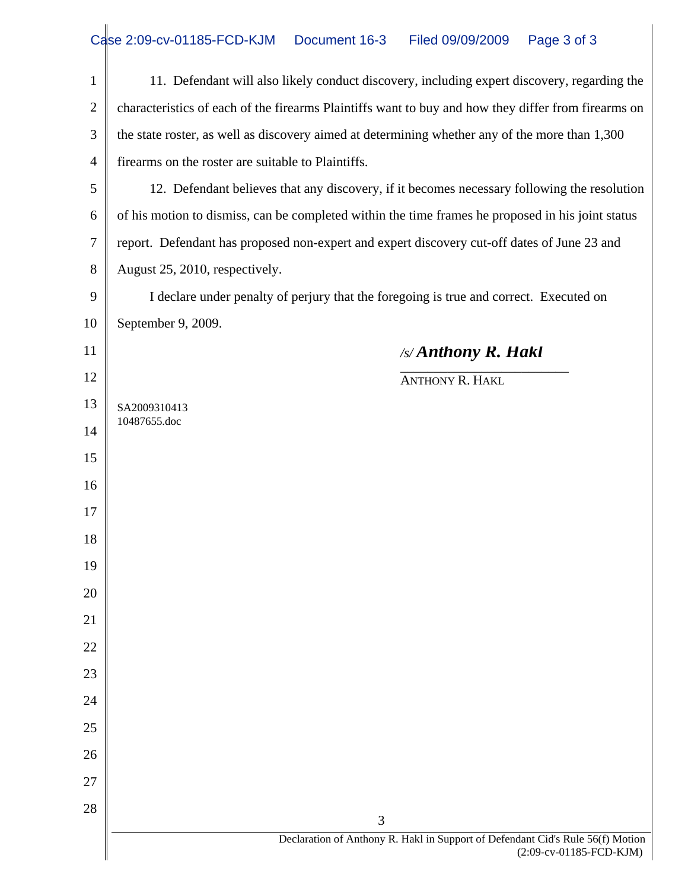11. Defendant will also likely conduct discovery, including expert discovery, regarding the characteristics of each of the firearms Plaintiffs want to buy and how they differ from firearms on the state roster, as well as discovery aimed at determining whether any of the more than 1,300 firearms on the roster are suitable to Plaintiffs.

12. Defendant believes that any discovery, if it becomes necessary following the resolution of his motion to dismiss, can be completed within the time frames he proposed in his joint status report. Defendant has proposed non-expert and expert discovery cut-off dates of June 23 and August 25, 2010, respectively.

I declare under penalty of perjury that the foregoing is true and correct. Executed on September 9, 2009.

/s/ ***Anthony R. Hakl***

ANTHONY R. HAKL

SA2009310413
10487655.doc

Declaration of Anthony R. Hakl in Support of Defendant Cid's Rule 56(f) Motion (2:09-cv-01185-FCD-KJM)